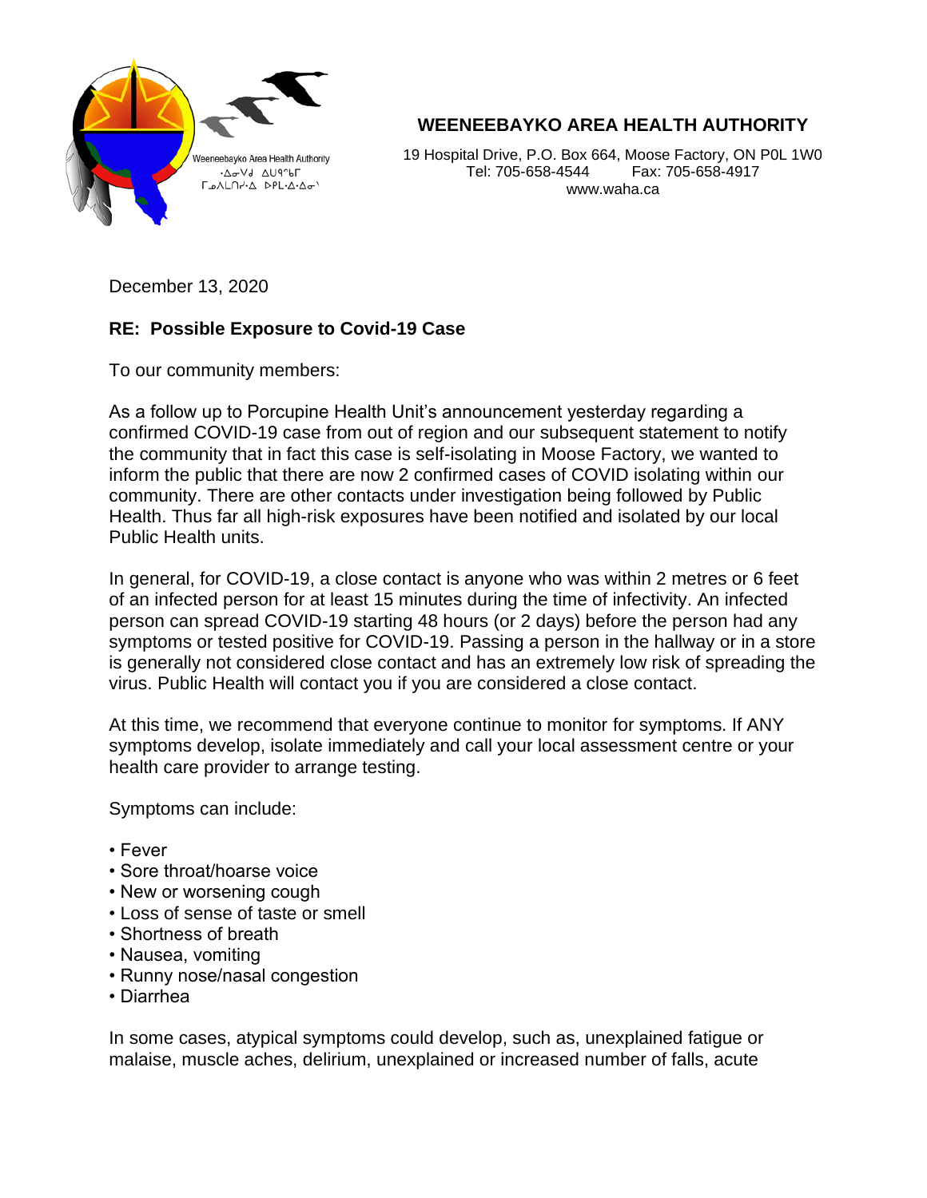Weeneebayko Area Health Authority
ᐧᐃᓂᐯᑯ ᐃᑌᐧᑳᒥ
ᒥᓅᐱᒪᑎᓯᐧᐃ ᐅᒪᐧᐃᐧᐃᓂ

# WEENEEBAYKO AREA HEALTH AUTHORITY

19 Hospital Drive, P.O. Box 664, Moose Factory, ON P0L 1W0
Tel: 705-658-4544 Fax: 705-658-4917
www.waha.ca

December 13, 2020

**RE: Possible Exposure to Covid-19 Case**

To our community members:

As a follow up to Porcupine Health Unit's announcement yesterday regarding a confirmed COVID-19 case from out of region and our subsequent statement to notify the community that in fact this case is self-isolating in Moose Factory, we wanted to inform the public that there are now 2 confirmed cases of COVID isolating within our community. There are other contacts under investigation being followed by Public Health. Thus far all high-risk exposures have been notified and isolated by our local Public Health units.

In general, for COVID-19, a close contact is anyone who was within 2 metres or 6 feet of an infected person for at least 15 minutes during the time of infectivity. An infected person can spread COVID-19 starting 48 hours (or 2 days) before the person had any symptoms or tested positive for COVID-19. Passing a person in the hallway or in a store is generally not considered close contact and has an extremely low risk of spreading the virus. Public Health will contact you if you are considered a close contact.

At this time, we recommend that everyone continue to monitor for symptoms. If ANY symptoms develop, isolate immediately and call your local assessment centre or your health care provider to arrange testing.

Symptoms can include:

- Fever
- Sore throat/hoarse voice
- New or worsening cough
- Loss of sense of taste or smell
- Shortness of breath
- Nausea, vomiting
- Runny nose/nasal congestion
- Diarrhea

In some cases, atypical symptoms could develop, such as, unexplained fatigue or malaise, muscle aches, delirium, unexplained or increased number of falls, acute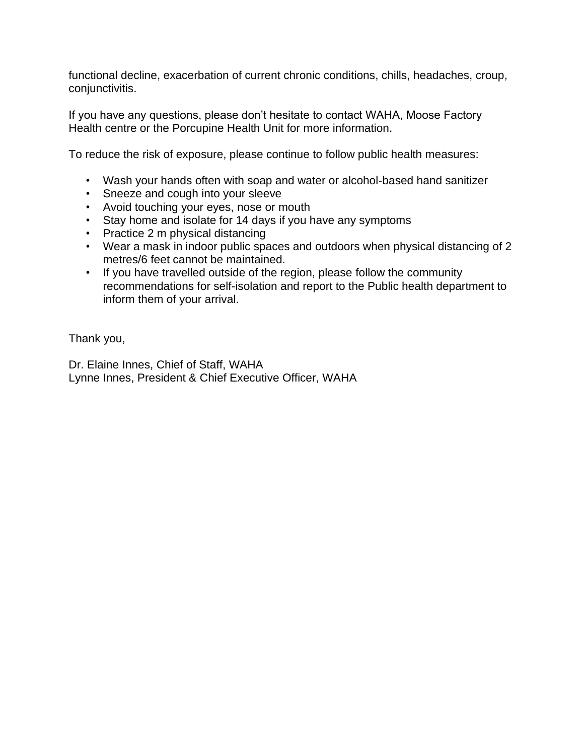functional decline, exacerbation of current chronic conditions, chills, headaches, croup, conjunctivitis.

If you have any questions, please don’t hesitate to contact WAHA, Moose Factory Health centre or the Porcupine Health Unit for more information.

To reduce the risk of exposure, please continue to follow public health measures:

- Wash your hands often with soap and water or alcohol-based hand sanitizer
- Sneeze and cough into your sleeve
- Avoid touching your eyes, nose or mouth
- Stay home and isolate for 14 days if you have any symptoms
- Practice 2 m physical distancing
- Wear a mask in indoor public spaces and outdoors when physical distancing of 2 metres/6 feet cannot be maintained.
- If you have travelled outside of the region, please follow the community recommendations for self-isolation and report to the Public health department to inform them of your arrival.

Thank you,

Dr. Elaine Innes, Chief of Staff, WAHA
Lynne Innes, President & Chief Executive Officer, WAHA